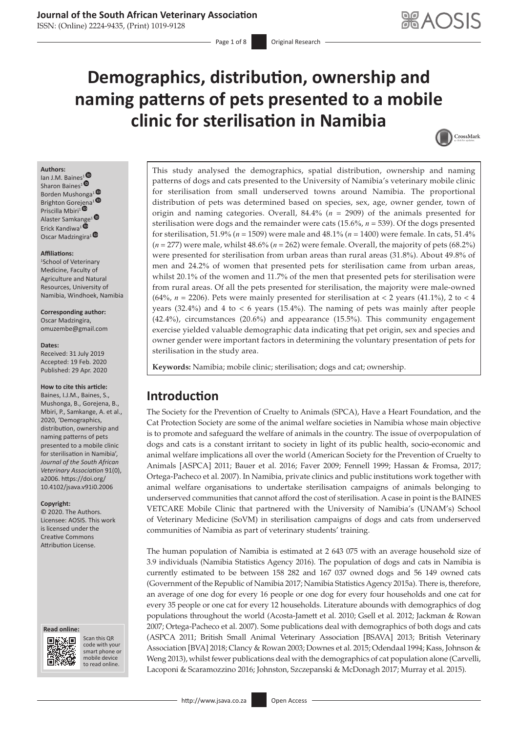# Demographics, distribution, ownership and naming patterns of pets presented to a mobile clinic for sterilisation in Namibia

**Authors:**
Ian J.M. Baines[1]
Sharon Baines[1]
Borden Mushonga[1]
Brighton Gorejena[1]
Priscilla Mbiri[1]
Alaster Samkange[1]
Erick Kandiwa[1]
Oscar Madzingira[1]

**Affiliations:**
[1]School of Veterinary Medicine, Faculty of Agriculture and Natural Resources, University of Namibia, Windhoek, Namibia

**Corresponding author:**
Oscar Madzingira,
omuzembe@gmail.com

**Dates:**
Received: 31 July 2019
Accepted: 19 Feb. 2020
Published: 29 Apr. 2020

**How to cite this article:**
Baines, I.J.M., Baines, S., Mushonga, B., Gorejena, B., Mbiri, P., Samkange, A. et al., 2020, 'Demographics, distribution, ownership and naming patterns of pets presented to a mobile clinic for sterilisation in Namibia', *Journal of the South African Veterinary Association* 91(0), a2006. https://doi.org/10.4102/jsava.v91i0.2006

**Copyright:**
© 2020. The Authors. Licensee: AOSIS. This work is licensed under the Creative Commons Attribution License.

**Read online:**
Scan this QR code with your smart phone or mobile device to read online.

This study analysed the demographics, spatial distribution, ownership and naming patterns of dogs and cats presented to the University of Namibia's veterinary mobile clinic for sterilisation from small underserved towns around Namibia. The proportional distribution of pets was determined based on species, sex, age, owner gender, town of origin and naming categories. Overall, 84.4% ($n$ = 2909) of the animals presented for sterilisation were dogs and the remainder were cats (15.6%, $n$ = 539). Of the dogs presented for sterilisation, 51.9% ($n$ = 1509) were male and 48.1% ($n$ = 1400) were female. In cats, 51.4% ($n$ = 277) were male, whilst 48.6% ($n$ = 262) were female. Overall, the majority of pets (68.2%) were presented for sterilisation from urban areas than rural areas (31.8%). About 49.8% of men and 24.2% of women that presented pets for sterilisation came from urban areas, whilst 20.1% of the women and 11.7% of the men that presented pets for sterilisation were from rural areas. Of all the pets presented for sterilisation, the majority were male-owned (64%, $n$ = 2206). Pets were mainly presented for sterilisation at < 2 years (41.1%), 2 to < 4 years (32.4%) and 4 to < 6 years (15.4%). The naming of pets was mainly after people (42.4%), circumstances (20.6%) and appearance (15.5%). This community engagement exercise yielded valuable demographic data indicating that pet origin, sex and species and owner gender were important factors in determining the voluntary presentation of pets for sterilisation in the study area.

**Keywords:** Namibia; mobile clinic; sterilisation; dogs and cat; ownership.

## Introduction

The Society for the Prevention of Cruelty to Animals (SPCA), Have a Heart Foundation, and the Cat Protection Society are some of the animal welfare societies in Namibia whose main objective is to promote and safeguard the welfare of animals in the country. The issue of overpopulation of dogs and cats is a constant irritant to society in light of its public health, socio-economic and animal welfare implications all over the world (American Society for the Prevention of Cruelty to Animals [ASPCA] 2011; Bauer et al. 2016; Faver 2009; Fennell 1999; Hassan & Fromsa, 2017; Ortega-Pacheco et al. 2007). In Namibia, private clinics and public institutions work together with animal welfare organisations to undertake sterilisation campaigns of animals belonging to underserved communities that cannot afford the cost of sterilisation. A case in point is the BAINES VETCARE Mobile Clinic that partnered with the University of Namibia's (UNAM's) School of Veterinary Medicine (SoVM) in sterilisation campaigns of dogs and cats from underserved communities of Namibia as part of veterinary students' training.

The human population of Namibia is estimated at 2 643 075 with an average household size of 3.9 individuals (Namibia Statistics Agency 2016). The population of dogs and cats in Namibia is currently estimated to be between 158 282 and 167 037 owned dogs and 56 149 owned cats (Government of the Republic of Namibia 2017; Namibia Statistics Agency 2015a). There is, therefore, an average of one dog for every 16 people or one dog for every four households and one cat for every 35 people or one cat for every 12 households. Literature abounds with demographics of dog populations throughout the world (Acosta-Jamett et al. 2010; Gsell et al. 2012; Jackman & Rowan 2007; Ortega-Pacheco et al. 2007). Some publications deal with demographics of both dogs and cats (ASPCA 2011; British Small Animal Veterinary Association [BSAVA] 2013; British Veterinary Association [BVA] 2018; Clancy & Rowan 2003; Downes et al. 2015; Odendaal 1994; Kass, Johnson & Weng 2013), whilst fewer publications deal with the demographics of cat population alone (Carvelli, Lacoponi & Scaramozzino 2016; Johnston, Szczepanski & McDonagh 2017; Murray et al. 2015).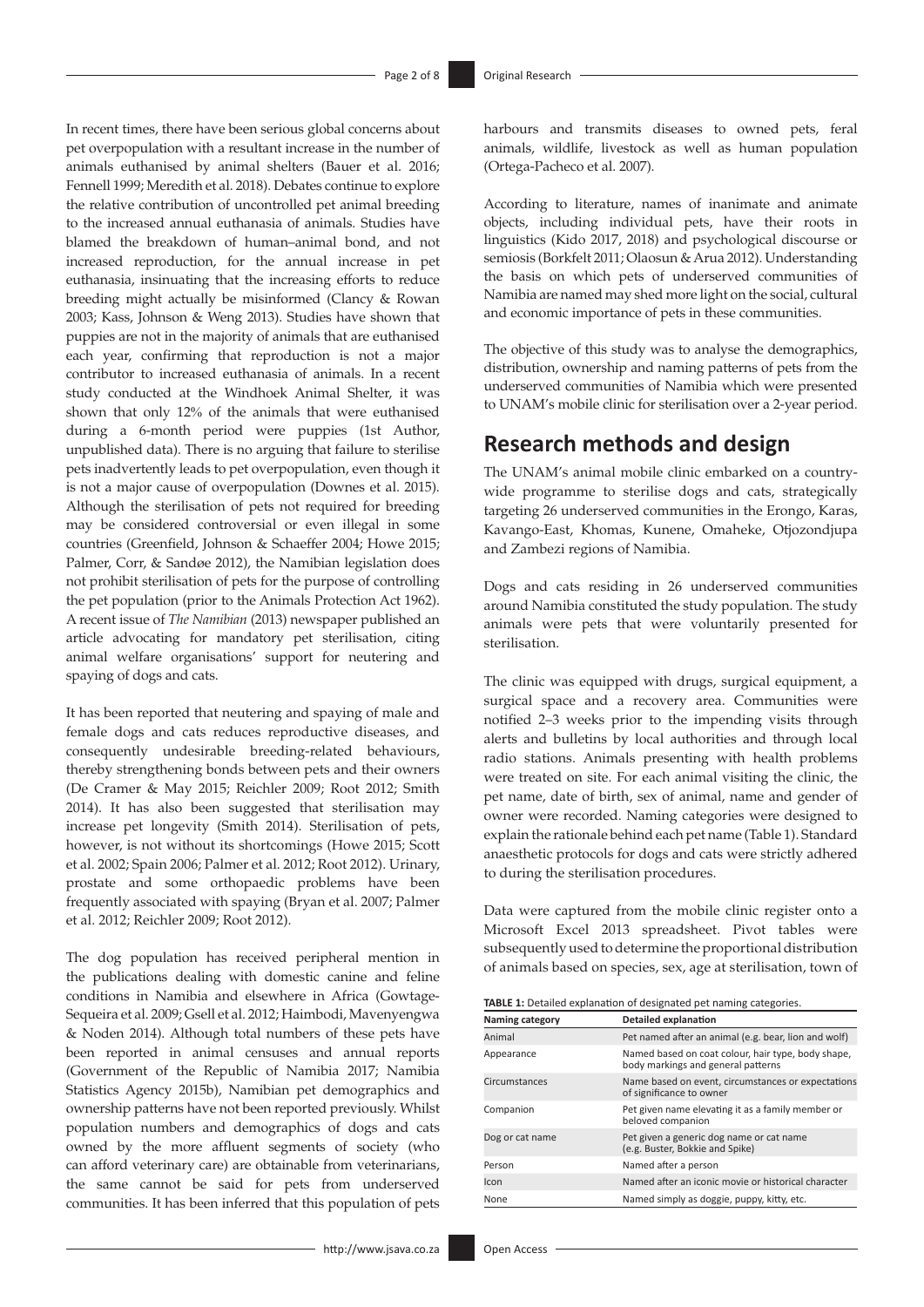In recent times, there have been serious global concerns about pet overpopulation with a resultant increase in the number of animals euthanised by animal shelters (Bauer et al. 2016; Fennell 1999; Meredith et al. 2018). Debates continue to explore the relative contribution of uncontrolled pet animal breeding to the increased annual euthanasia of animals. Studies have blamed the breakdown of human–animal bond, and not increased reproduction, for the annual increase in pet euthanasia, insinuating that the increasing efforts to reduce breeding might actually be misinformed (Clancy & Rowan 2003; Kass, Johnson & Weng 2013). Studies have shown that puppies are not in the majority of animals that are euthanised each year, confirming that reproduction is not a major contributor to increased euthanasia of animals. In a recent study conducted at the Windhoek Animal Shelter, it was shown that only 12% of the animals that were euthanised during a 6-month period were puppies (1st Author, unpublished data). There is no arguing that failure to sterilise pets inadvertently leads to pet overpopulation, even though it is not a major cause of overpopulation (Downes et al. 2015). Although the sterilisation of pets not required for breeding may be considered controversial or even illegal in some countries (Greenfield, Johnson & Schaeffer 2004; Howe 2015; Palmer, Corr, & Sandøe 2012), the Namibian legislation does not prohibit sterilisation of pets for the purpose of controlling the pet population (prior to the Animals Protection Act 1962). A recent issue of *The Namibian* (2013) newspaper published an article advocating for mandatory pet sterilisation, citing animal welfare organisations' support for neutering and spaying of dogs and cats.

It has been reported that neutering and spaying of male and female dogs and cats reduces reproductive diseases, and consequently undesirable breeding-related behaviours, thereby strengthening bonds between pets and their owners (De Cramer & May 2015; Reichler 2009; Root 2012; Smith 2014). It has also been suggested that sterilisation may increase pet longevity (Smith 2014). Sterilisation of pets, however, is not without its shortcomings (Howe 2015; Scott et al. 2002; Spain 2006; Palmer et al. 2012; Root 2012). Urinary, prostate and some orthopaedic problems have been frequently associated with spaying (Bryan et al. 2007; Palmer et al. 2012; Reichler 2009; Root 2012).

The dog population has received peripheral mention in the publications dealing with domestic canine and feline conditions in Namibia and elsewhere in Africa (Gowtage-Sequeira et al. 2009; Gsell et al. 2012; Haimbodi, Mavenyengwa & Noden 2014). Although total numbers of these pets have been reported in animal censuses and annual reports (Government of the Republic of Namibia 2017; Namibia Statistics Agency 2015b), Namibian pet demographics and ownership patterns have not been reported previously. Whilst population numbers and demographics of dogs and cats owned by the more affluent segments of society (who can afford veterinary care) are obtainable from veterinarians, the same cannot be said for pets from underserved communities. It has been inferred that this population of pets harbours and transmits diseases to owned pets, feral animals, wildlife, livestock as well as human population (Ortega-Pacheco et al. 2007).

According to literature, names of inanimate and animate objects, including individual pets, have their roots in linguistics (Kido 2017, 2018) and psychological discourse or semiosis (Borkfelt 2011; Olaosun & Arua 2012). Understanding the basis on which pets of underserved communities of Namibia are named may shed more light on the social, cultural and economic importance of pets in these communities.

The objective of this study was to analyse the demographics, distribution, ownership and naming patterns of pets from the underserved communities of Namibia which were presented to UNAM's mobile clinic for sterilisation over a 2-year period.

## Research methods and design

The UNAM's animal mobile clinic embarked on a country-wide programme to sterilise dogs and cats, strategically targeting 26 underserved communities in the Erongo, Karas, Kavango-East, Khomas, Kunene, Omaheke, Otjozondjupa and Zambezi regions of Namibia.

Dogs and cats residing in 26 underserved communities around Namibia constituted the study population. The study animals were pets that were voluntarily presented for sterilisation.

The clinic was equipped with drugs, surgical equipment, a surgical space and a recovery area. Communities were notified 2–3 weeks prior to the impending visits through alerts and bulletins by local authorities and through local radio stations. Animals presenting with health problems were treated on site. For each animal visiting the clinic, the pet name, date of birth, sex of animal, name and gender of owner were recorded. Naming categories were designed to explain the rationale behind each pet name (Table 1). Standard anaesthetic protocols for dogs and cats were strictly adhered to during the sterilisation procedures.

Data were captured from the mobile clinic register onto a Microsoft Excel 2013 spreadsheet. Pivot tables were subsequently used to determine the proportional distribution of animals based on species, sex, age at sterilisation, town of

**TABLE 1:** Detailed explanation of designated pet naming categories.

| Naming category | Detailed explanation |
| --- | --- |
| Animal | Pet named after an animal (e.g. bear, lion and wolf) |
| Appearance | Named based on coat colour, hair type, body shape, body markings and general patterns |
| Circumstances | Name based on event, circumstances or expectations of significance to owner |
| Companion | Pet given name elevating it as a family member or beloved companion |
| Dog or cat name | Pet given a generic dog name or cat name (e.g. Buster, Bokkie and Spike) |
| Person | Named after a person |
| Icon | Named after an iconic movie or historical character |
| None | Named simply as doggie, puppy, kitty, etc. |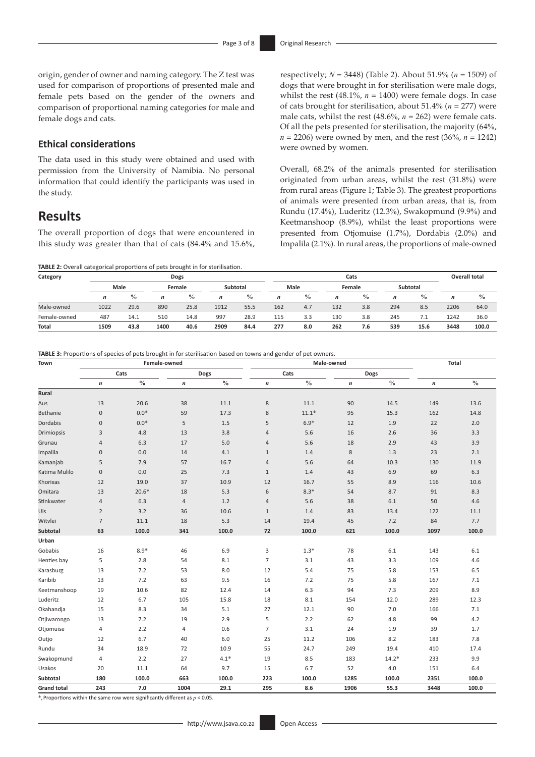origin, gender of owner and naming category. The Z test was used for comparison of proportions of presented male and female pets based on the gender of the owners and comparison of proportional naming categories for male and female dogs and cats.

### Ethical considerations

The data used in this study were obtained and used with permission from the University of Namibia. No personal information that could identify the participants was used in the study.

## Results

The overall proportion of dogs that were encountered in this study was greater than that of cats (84.4% and 15.6%, respectively; $N = 3448$) (Table 2). About 51.9% ($n = 1509$) of dogs that were brought in for sterilisation were male dogs, whilst the rest (48.1%, $n = 1400$) were female dogs. In case of cats brought for sterilisation, about 51.4% ($n = 277$) were male cats, whilst the rest (48.6%, $n = 262$) were female cats. Of all the pets presented for sterilisation, the majority (64%, $n = 2206$) were owned by men, and the rest (36%, $n = 1242$) were owned by women.

Overall, 68.2% of the animals presented for sterilisation originated from urban areas, whilst the rest (31.8%) were from rural areas (Figure 1; Table 3). The greatest proportions of animals were presented from urban areas, that is, from Rundu (17.4%), Luderitz (12.3%), Swakopmund (9.9%) and Keetmanshoop (8.9%), whilst the least proportions were presented from Otjomuise (1.7%), Dordabis (2.0%) and Impalila (2.1%). In rural areas, the proportions of male-owned

**TABLE 2:** Overall categorical proportions of pets brought in for sterilisation.

| Category | Dogs | | | | | | Cats | | | | | | Overall total | |
|---|---|---|---|---|---|---|---|---|---|---|---|---|---|---|
| | Male | | Female | | Subtotal | | Male | | Female | | Subtotal | | | |
| | *n* | % | *n* | % | *n* | % | *n* | % | *n* | % | *n* | % | *n* | % |
| Male-owned | 1022 | 29.6 | 890 | 25.8 | 1912 | 55.5 | 162 | 4.7 | 132 | 3.8 | 294 | 8.5 | 2206 | 64.0 |
| Female-owned | 487 | 14.1 | 510 | 14.8 | 997 | 28.9 | 115 | 3.3 | 130 | 3.8 | 245 | 7.1 | 1242 | 36.0 |
| **Total** | **1509** | **43.8** | **1400** | **40.6** | **2909** | **84.4** | **277** | **8.0** | **262** | **7.6** | **539** | **15.6** | **3448** | **100.0** |

**TABLE 3:** Proportions of species of pets brought in for sterilisation based on towns and gender of pet owners.

| Town | Female-owned | | | | Male-owned | | | | Total | |
|---|---|---|---|---|---|---|---|---|---|---|
| | Cats | | Dogs | | Cats | | Dogs | | | |
| | *n* | % | *n* | % | *n* | % | *n* | % | *n* | % |
| **Rural** | | | | | | | | | | |
| Aus | 13 | 20.6 | 38 | 11.1 | 8 | 11.1 | 90 | 14.5 | 149 | 13.6 |
| Bethanie | 0 | 0.0* | 59 | 17.3 | 8 | 11.1* | 95 | 15.3 | 162 | 14.8 |
| Dordabis | 0 | 0.0* | 5 | 1.5 | 5 | 6.9* | 12 | 1.9 | 22 | 2.0 |
| Drimiopsis | 3 | 4.8 | 13 | 3.8 | 4 | 5.6 | 16 | 2.6 | 36 | 3.3 |
| Grunau | 4 | 6.3 | 17 | 5.0 | 4 | 5.6 | 18 | 2.9 | 43 | 3.9 |
| Impalila | 0 | 0.0 | 14 | 4.1 | 1 | 1.4 | 8 | 1.3 | 23 | 2.1 |
| Kamanjab | 5 | 7.9 | 57 | 16.7 | 4 | 5.6 | 64 | 10.3 | 130 | 11.9 |
| Katima Mulilo | 0 | 0.0 | 25 | 7.3 | 1 | 1.4 | 43 | 6.9 | 69 | 6.3 |
| Khorixas | 12 | 19.0 | 37 | 10.9 | 12 | 16.7 | 55 | 8.9 | 116 | 10.6 |
| Omitara | 13 | 20.6* | 18 | 5.3 | 6 | 8.3* | 54 | 8.7 | 91 | 8.3 |
| Stinkwater | 4 | 6.3 | 4 | 1.2 | 4 | 5.6 | 38 | 6.1 | 50 | 4.6 |
| Uis | 2 | 3.2 | 36 | 10.6 | 1 | 1.4 | 83 | 13.4 | 122 | 11.1 |
| Witvlei | 7 | 11.1 | 18 | 5.3 | 14 | 19.4 | 45 | 7.2 | 84 | 7.7 |
| **Subtotal** | **63** | **100.0** | **341** | **100.0** | **72** | **100.0** | **621** | **100.0** | **1097** | **100.0** |
| **Urban** | | | | | | | | | | |
| Gobabis | 16 | 8.9* | 46 | 6.9 | 3 | 1.3* | 78 | 6.1 | 143 | 6.1 |
| Henties bay | 5 | 2.8 | 54 | 8.1 | 7 | 3.1 | 43 | 3.3 | 109 | 4.6 |
| Karasburg | 13 | 7.2 | 53 | 8.0 | 12 | 5.4 | 75 | 5.8 | 153 | 6.5 |
| Karibib | 13 | 7.2 | 63 | 9.5 | 16 | 7.2 | 75 | 5.8 | 167 | 7.1 |
| Keetmanshoop | 19 | 10.6 | 82 | 12.4 | 14 | 6.3 | 94 | 7.3 | 209 | 8.9 |
| Luderitz | 12 | 6.7 | 105 | 15.8 | 18 | 8.1 | 154 | 12.0 | 289 | 12.3 |
| Okahandja | 15 | 8.3 | 34 | 5.1 | 27 | 12.1 | 90 | 7.0 | 166 | 7.1 |
| Otjiwarongo | 13 | 7.2 | 19 | 2.9 | 5 | 2.2 | 62 | 4.8 | 99 | 4.2 |
| Otjomuise | 4 | 2.2 | 4 | 0.6 | 7 | 3.1 | 24 | 1.9 | 39 | 1.7 |
| Outjo | 12 | 6.7 | 40 | 6.0 | 25 | 11.2 | 106 | 8.2 | 183 | 7.8 |
| Rundu | 34 | 18.9 | 72 | 10.9 | 55 | 24.7 | 249 | 19.4 | 410 | 17.4 |
| Swakopmund | 4 | 2.2 | 27 | 4.1* | 19 | 8.5 | 183 | 14.2* | 233 | 9.9 |
| Usakos | 20 | 11.1 | 64 | 9.7 | 15 | 6.7 | 52 | 4.0 | 151 | 6.4 |
| **Subtotal** | **180** | **100.0** | **663** | **100.0** | **223** | **100.0** | **1285** | **100.0** | **2351** | **100.0** |
| **Grand total** | **243** | **7.0** | **1004** | **29.1** | **295** | **8.6** | **1906** | **55.3** | **3448** | **100.0** |

*, Proportions within the same row were significantly different as $p < 0.05$.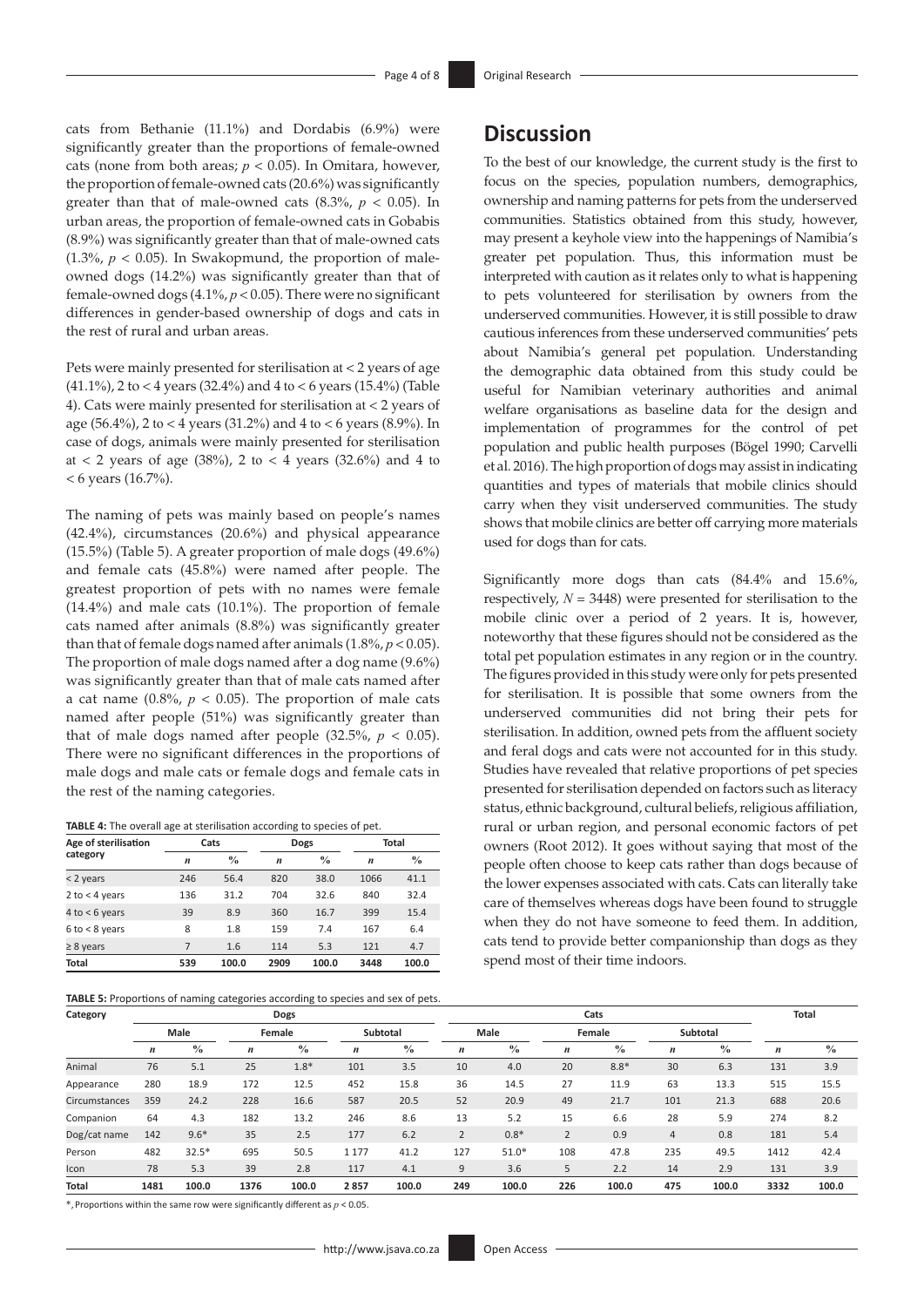cats from Bethanie (11.1%) and Dordabis (6.9%) were significantly greater than the proportions of female-owned cats (none from both areas; $p < 0.05$). In Omitara, however, the proportion of female-owned cats (20.6%) was significantly greater than that of male-owned cats (8.3%, $p < 0.05$). In urban areas, the proportion of female-owned cats in Gobabis (8.9%) was significantly greater than that of male-owned cats (1.3%, $p < 0.05$). In Swakopmund, the proportion of male-owned dogs (14.2%) was significantly greater than that of female-owned dogs (4.1%, $p < 0.05$). There were no significant differences in gender-based ownership of dogs and cats in the rest of rural and urban areas.

Pets were mainly presented for sterilisation at < 2 years of age (41.1%), 2 to < 4 years (32.4%) and 4 to < 6 years (15.4%) (Table 4). Cats were mainly presented for sterilisation at < 2 years of age (56.4%), 2 to < 4 years (31.2%) and 4 to < 6 years (8.9%). In case of dogs, animals were mainly presented for sterilisation at < 2 years of age (38%), 2 to < 4 years (32.6%) and 4 to < 6 years (16.7%).

The naming of pets was mainly based on people's names (42.4%), circumstances (20.6%) and physical appearance (15.5%) (Table 5). A greater proportion of male dogs (49.6%) and female cats (45.8%) were named after people. The greatest proportion of pets with no names were female (14.4%) and male cats (10.1%). The proportion of female cats named after animals (8.8%) was significantly greater than that of female dogs named after animals (1.8%, $p < 0.05$). The proportion of male dogs named after a dog name (9.6%) was significantly greater than that of male cats named after a cat name (0.8%, $p < 0.05$). The proportion of male cats named after people (51%) was significantly greater than that of male dogs named after people (32.5%, $p < 0.05$). There were no significant differences in the proportions of male dogs and male cats or female dogs and female cats in the rest of the naming categories.

**TABLE 4:** The overall age at sterilisation according to species of pet.

| Age of sterilisation category | Cats | | Dogs | | Total | |
|---|---|---|---|---|---|---|
| | *n* | % | *n* | % | *n* | % |
| < 2 years | 246 | 56.4 | 820 | 38.0 | 1066 | 41.1 |
| 2 to < 4 years | 136 | 31.2 | 704 | 32.6 | 840 | 32.4 |
| 4 to < 6 years | 39 | 8.9 | 360 | 16.7 | 399 | 15.4 |
| 6 to < 8 years | 8 | 1.8 | 159 | 7.4 | 167 | 6.4 |
| ≥ 8 years | 7 | 1.6 | 114 | 5.3 | 121 | 4.7 |
| **Total** | **539** | **100.0** | **2909** | **100.0** | **3448** | **100.0** |

## Discussion

To the best of our knowledge, the current study is the first to focus on the species, population numbers, demographics, ownership and naming patterns for pets from the underserved communities. Statistics obtained from this study, however, may present a keyhole view into the happenings of Namibia's greater pet population. Thus, this information must be interpreted with caution as it relates only to what is happening to pets volunteered for sterilisation by owners from the underserved communities. However, it is still possible to draw cautious inferences from these underserved communities' pets about Namibia's general pet population. Understanding the demographic data obtained from this study could be useful for Namibian veterinary authorities and animal welfare organisations as baseline data for the design and implementation of programmes for the control of pet population and public health purposes (Bögel 1990; Carvelli et al. 2016). The high proportion of dogs may assist in indicating quantities and types of materials that mobile clinics should carry when they visit underserved communities. The study shows that mobile clinics are better off carrying more materials used for dogs than for cats.

Significantly more dogs than cats (84.4% and 15.6%, respectively, $N = 3448$) were presented for sterilisation to the mobile clinic over a period of 2 years. It is, however, noteworthy that these figures should not be considered as the total pet population estimates in any region or in the country. The figures provided in this study were only for pets presented for sterilisation. It is possible that some owners from the underserved communities did not bring their pets for sterilisation. In addition, owned pets from the affluent society and feral dogs and cats were not accounted for in this study. Studies have revealed that relative proportions of pet species presented for sterilisation depended on factors such as literacy status, ethnic background, cultural beliefs, religious affiliation, rural or urban region, and personal economic factors of pet owners (Root 2012). It goes without saying that most of the people often choose to keep cats rather than dogs because of the lower expenses associated with cats. Cats can literally take care of themselves whereas dogs have been found to struggle when they do not have someone to feed them. In addition, cats tend to provide better companionship than dogs as they spend most of their time indoors.

**TABLE 5:** Proportions of naming categories according to species and sex of pets.

| Category | Dogs | | | | | | Cats | | | | | | Total | |
|---|---|---|---|---|---|---|---|---|---|---|---|---|---|---|
| | Male | | Female | | Subtotal | | Male | | Female | | Subtotal | | | |
| | *n* | % | *n* | % | *n* | % | *n* | % | *n* | % | *n* | % | *n* | % |
| Animal | 76 | 5.1 | 25 | 1.8* | 101 | 3.5 | 10 | 4.0 | 20 | 8.8* | 30 | 6.3 | 131 | 3.9 |
| Appearance | 280 | 18.9 | 172 | 12.5 | 452 | 15.8 | 36 | 14.5 | 27 | 11.9 | 63 | 13.3 | 515 | 15.5 |
| Circumstances | 359 | 24.2 | 228 | 16.6 | 587 | 20.5 | 52 | 20.9 | 49 | 21.7 | 101 | 21.3 | 688 | 20.6 |
| Companion | 64 | 4.3 | 182 | 13.2 | 246 | 8.6 | 13 | 5.2 | 15 | 6.6 | 28 | 5.9 | 274 | 8.2 |
| Dog/cat name | 142 | 9.6* | 35 | 2.5 | 177 | 6.2 | 2 | 0.8* | 2 | 0.9 | 4 | 0.8 | 181 | 5.4 |
| Person | 482 | 32.5* | 695 | 50.5 | 1 177 | 41.2 | 127 | 51.0* | 108 | 47.8 | 235 | 49.5 | 1412 | 42.4 |
| Icon | 78 | 5.3 | 39 | 2.8 | 117 | 4.1 | 9 | 3.6 | 5 | 2.2 | 14 | 2.9 | 131 | 3.9 |
| **Total** | **1481** | **100.0** | **1376** | **100.0** | **2 857** | **100.0** | **249** | **100.0** | **226** | **100.0** | **475** | **100.0** | **3332** | **100.0** |

*, Proportions within the same row were significantly different as $p < 0.05$.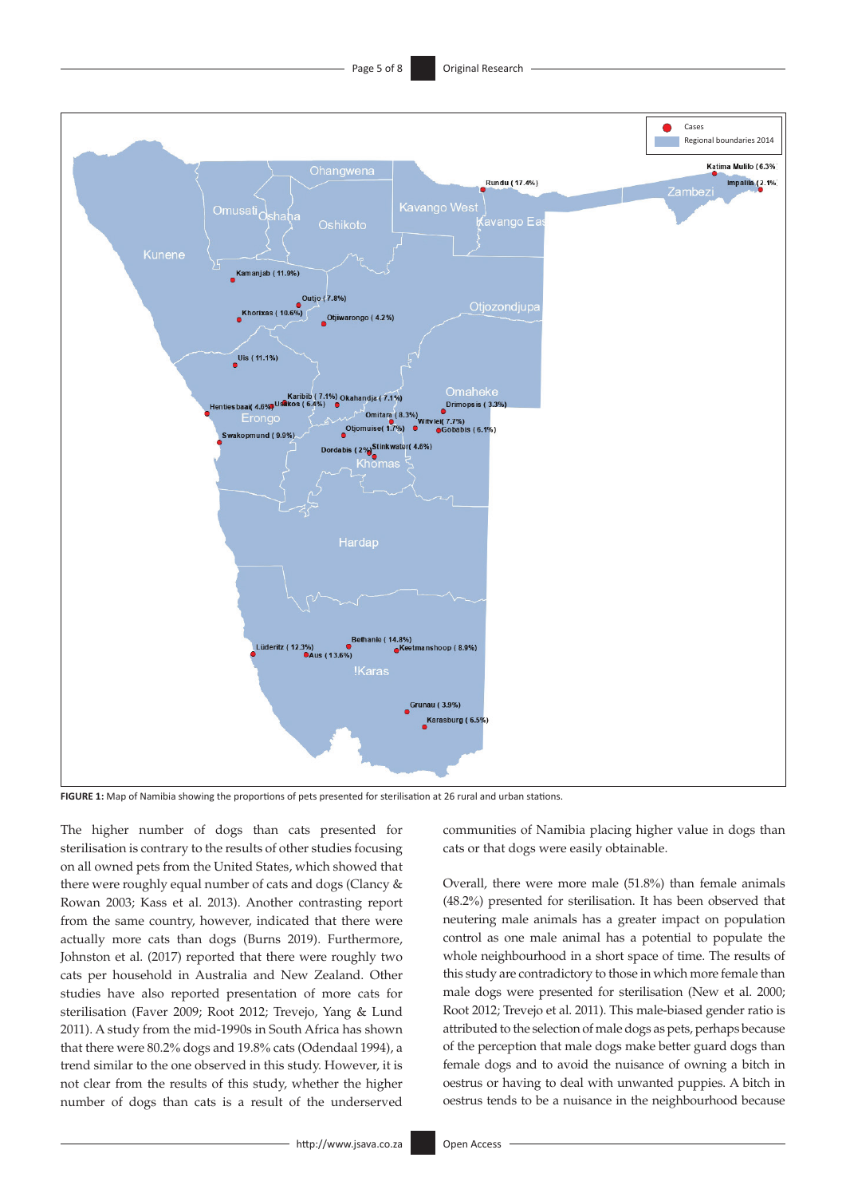**FIGURE 1:** Map of Namibia showing the proportions of pets presented for sterilisation at 26 rural and urban stations.

The higher number of dogs than cats presented for sterilisation is contrary to the results of other studies focusing on all owned pets from the United States, which showed that there were roughly equal number of cats and dogs (Clancy & Rowan 2003; Kass et al. 2013). Another contrasting report from the same country, however, indicated that there were actually more cats than dogs (Burns 2019). Furthermore, Johnston et al. (2017) reported that there were roughly two cats per household in Australia and New Zealand. Other studies have also reported presentation of more cats for sterilisation (Faver 2009; Root 2012; Trevejo, Yang & Lund 2011). A study from the mid-1990s in South Africa has shown that there were 80.2% dogs and 19.8% cats (Odendaal 1994), a trend similar to the one observed in this study. However, it is not clear from the results of this study, whether the higher number of dogs than cats is a result of the underserved communities of Namibia placing higher value in dogs than cats or that dogs were easily obtainable.

Overall, there were more male (51.8%) than female animals (48.2%) presented for sterilisation. It has been observed that neutering male animals has a greater impact on population control as one male animal has a potential to populate the whole neighbourhood in a short space of time. The results of this study are contradictory to those in which more female than male dogs were presented for sterilisation (New et al. 2000; Root 2012; Trevejo et al. 2011). This male-biased gender ratio is attributed to the selection of male dogs as pets, perhaps because of the perception that male dogs make better guard dogs than female dogs and to avoid the nuisance of owning a bitch in oestrus or having to deal with unwanted puppies. A bitch in oestrus tends to be a nuisance in the neighbourhood because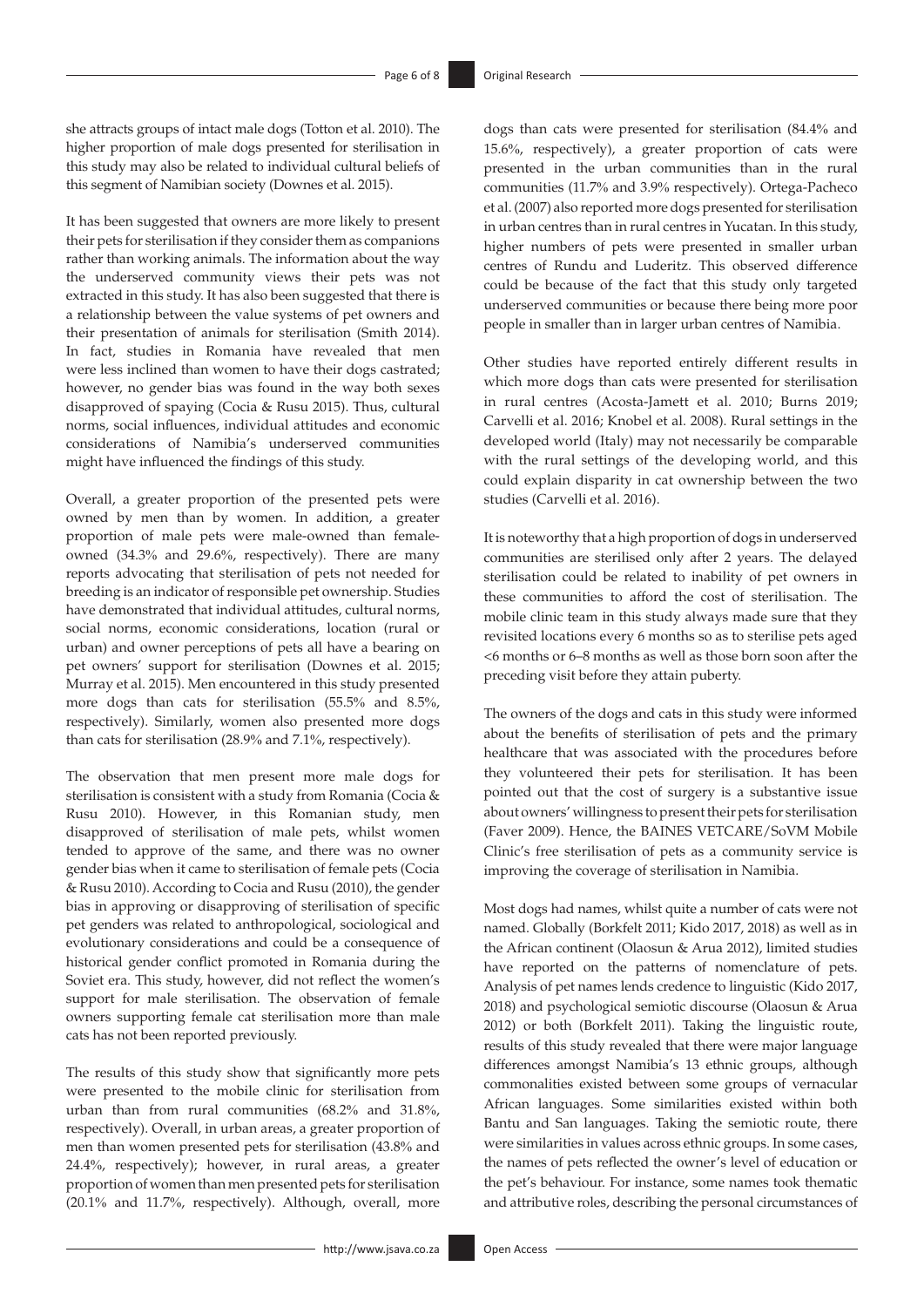she attracts groups of intact male dogs (Totton et al. 2010). The higher proportion of male dogs presented for sterilisation in this study may also be related to individual cultural beliefs of this segment of Namibian society (Downes et al. 2015).

It has been suggested that owners are more likely to present their pets for sterilisation if they consider them as companions rather than working animals. The information about the way the underserved community views their pets was not extracted in this study. It has also been suggested that there is a relationship between the value systems of pet owners and their presentation of animals for sterilisation (Smith 2014). In fact, studies in Romania have revealed that men were less inclined than women to have their dogs castrated; however, no gender bias was found in the way both sexes disapproved of spaying (Cocia & Rusu 2015). Thus, cultural norms, social influences, individual attitudes and economic considerations of Namibia's underserved communities might have influenced the findings of this study.

Overall, a greater proportion of the presented pets were owned by men than by women. In addition, a greater proportion of male pets were male-owned than female-owned (34.3% and 29.6%, respectively). There are many reports advocating that sterilisation of pets not needed for breeding is an indicator of responsible pet ownership. Studies have demonstrated that individual attitudes, cultural norms, social norms, economic considerations, location (rural or urban) and owner perceptions of pets all have a bearing on pet owners' support for sterilisation (Downes et al. 2015; Murray et al. 2015). Men encountered in this study presented more dogs than cats for sterilisation (55.5% and 8.5%, respectively). Similarly, women also presented more dogs than cats for sterilisation (28.9% and 7.1%, respectively).

The observation that men present more male dogs for sterilisation is consistent with a study from Romania (Cocia & Rusu 2010). However, in this Romanian study, men disapproved of sterilisation of male pets, whilst women tended to approve of the same, and there was no owner gender bias when it came to sterilisation of female pets (Cocia & Rusu 2010). According to Cocia and Rusu (2010), the gender bias in approving or disapproving of sterilisation of specific pet genders was related to anthropological, sociological and evolutionary considerations and could be a consequence of historical gender conflict promoted in Romania during the Soviet era. This study, however, did not reflect the women's support for male sterilisation. The observation of female owners supporting female cat sterilisation more than male cats has not been reported previously.

The results of this study show that significantly more pets were presented to the mobile clinic for sterilisation from urban than from rural communities (68.2% and 31.8%, respectively). Overall, in urban areas, a greater proportion of men than women presented pets for sterilisation (43.8% and 24.4%, respectively); however, in rural areas, a greater proportion of women than men presented pets for sterilisation (20.1% and 11.7%, respectively). Although, overall, more dogs than cats were presented for sterilisation (84.4% and 15.6%, respectively), a greater proportion of cats were presented in the urban communities than in the rural communities (11.7% and 3.9% respectively). Ortega-Pacheco et al. (2007) also reported more dogs presented for sterilisation in urban centres than in rural centres in Yucatan. In this study, higher numbers of pets were presented in smaller urban centres of Rundu and Luderitz. This observed difference could be because of the fact that this study only targeted underserved communities or because there being more poor people in smaller than in larger urban centres of Namibia.

Other studies have reported entirely different results in which more dogs than cats were presented for sterilisation in rural centres (Acosta-Jamett et al. 2010; Burns 2019; Carvelli et al. 2016; Knobel et al. 2008). Rural settings in the developed world (Italy) may not necessarily be comparable with the rural settings of the developing world, and this could explain disparity in cat ownership between the two studies (Carvelli et al. 2016).

It is noteworthy that a high proportion of dogs in underserved communities are sterilised only after 2 years. The delayed sterilisation could be related to inability of pet owners in these communities to afford the cost of sterilisation. The mobile clinic team in this study always made sure that they revisited locations every 6 months so as to sterilise pets aged <6 months or 6–8 months as well as those born soon after the preceding visit before they attain puberty.

The owners of the dogs and cats in this study were informed about the benefits of sterilisation of pets and the primary healthcare that was associated with the procedures before they volunteered their pets for sterilisation. It has been pointed out that the cost of surgery is a substantive issue about owners' willingness to present their pets for sterilisation (Faver 2009). Hence, the BAINES VETCARE/SoVM Mobile Clinic's free sterilisation of pets as a community service is improving the coverage of sterilisation in Namibia.

Most dogs had names, whilst quite a number of cats were not named. Globally (Borkfelt 2011; Kido 2017, 2018) as well as in the African continent (Olaosun & Arua 2012), limited studies have reported on the patterns of nomenclature of pets. Analysis of pet names lends credence to linguistic (Kido 2017, 2018) and psychological semiotic discourse (Olaosun & Arua 2012) or both (Borkfelt 2011). Taking the linguistic route, results of this study revealed that there were major language differences amongst Namibia's 13 ethnic groups, although commonalities existed between some groups of vernacular African languages. Some similarities existed within both Bantu and San languages. Taking the semiotic route, there were similarities in values across ethnic groups. In some cases, the names of pets reflected the owner's level of education or the pet's behaviour. For instance, some names took thematic and attributive roles, describing the personal circumstances of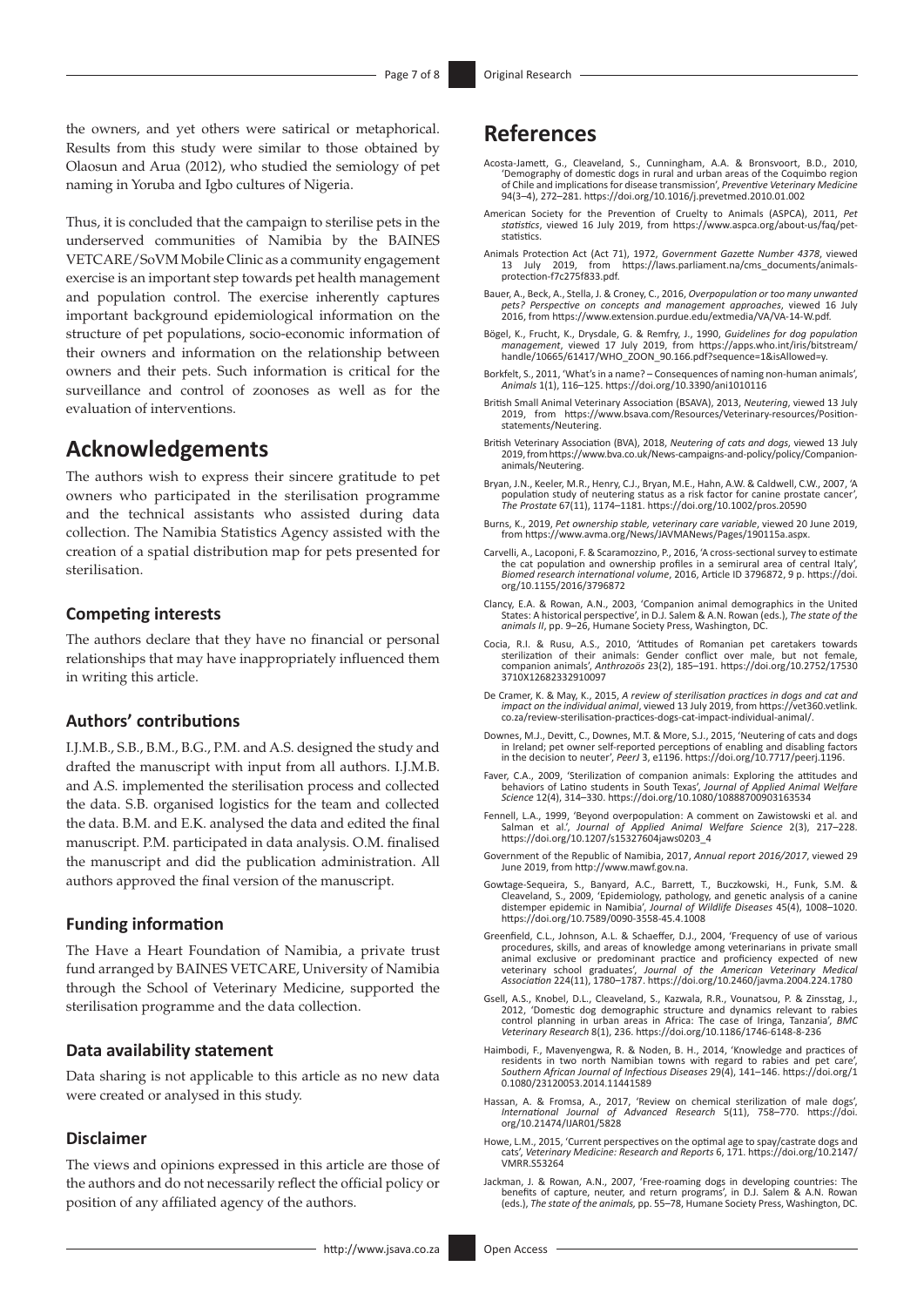the owners, and yet others were satirical or metaphorical. Results from this study were similar to those obtained by Olaosun and Arua (2012), who studied the semiology of pet naming in Yoruba and Igbo cultures of Nigeria.

Thus, it is concluded that the campaign to sterilise pets in the underserved communities of Namibia by the BAINES VETCARE/SoVM Mobile Clinic as a community engagement exercise is an important step towards pet health management and population control. The exercise inherently captures important background epidemiological information on the structure of pet populations, socio-economic information of their owners and information on the relationship between owners and their pets. Such information is critical for the surveillance and control of zoonoses as well as for the evaluation of interventions.

## Acknowledgements

The authors wish to express their sincere gratitude to pet owners who participated in the sterilisation programme and the technical assistants who assisted during data collection. The Namibia Statistics Agency assisted with the creation of a spatial distribution map for pets presented for sterilisation.

### Competing interests

The authors declare that they have no financial or personal relationships that may have inappropriately influenced them in writing this article.

### Authors' contributions

I.J.M.B., S.B., B.M., B.G., P.M. and A.S. designed the study and drafted the manuscript with input from all authors. I.J.M.B. and A.S. implemented the sterilisation process and collected the data. S.B. organised logistics for the team and collected the data. B.M. and E.K. analysed the data and edited the final manuscript. P.M. participated in data analysis. O.M. finalised the manuscript and did the publication administration. All authors approved the final version of the manuscript.

### Funding information

The Have a Heart Foundation of Namibia, a private trust fund arranged by BAINES VETCARE, University of Namibia through the School of Veterinary Medicine, supported the sterilisation programme and the data collection.

### Data availability statement

Data sharing is not applicable to this article as no new data were created or analysed in this study.

### Disclaimer

The views and opinions expressed in this article are those of the authors and do not necessarily reflect the official policy or position of any affiliated agency of the authors.

## References

Acosta-Jamett, G., Cleaveland, S., Cunningham, A.A. & Bronsvoort, B.D., 2010, 'Demography of domestic dogs in rural and urban areas of the Coquimbo region of Chile and implications for disease transmission', *Preventive Veterinary Medicine* 94(3–4), 272–281. https://doi.org/10.1016/j.prevetmed.2010.01.002

American Society for the Prevention of Cruelty to Animals (ASPCA), 2011, *Pet statistics*, viewed 16 July 2019, from https://www.aspca.org/about-us/faq/pet-statistics.

Animals Protection Act (Act 71), 1972, *Government Gazette Number 4378*, viewed 13 July 2019, from https://laws.parliament.na/cms_documents/animals-protection-f7c275f833.pdf.

Bauer, A., Beck, A., Stella, J. & Croney, C., 2016, *Overpopulation or too many unwanted pets? Perspective on concepts and management approaches*, viewed 16 July 2016, from https://www.extension.purdue.edu/extmedia/VA/VA-14-W.pdf.

Bögel, K., Frucht, K., Drysdale, G. & Remfry, J., 1990, *Guidelines for dog population management*, viewed 17 July 2019, from https://apps.who.int/iris/bitstream/handle/10665/61417/WHO_ZOON_90.166.pdf?sequence=1&isAllowed=y.

Borkfelt, S., 2011, 'What's in a name? – Consequences of naming non-human animals', *Animals* 1(1), 116–125. https://doi.org/10.3390/ani1010116

British Small Animal Veterinary Association (BSAVA), 2013, *Neutering*, viewed 13 July 2019, from https://www.bsava.com/Resources/Veterinary-resources/Position-statements/Neutering.

British Veterinary Association (BVA), 2018, *Neutering of cats and dogs*, viewed 13 July 2019, from https://www.bva.co.uk/News-campaigns-and-policy/policy/Companion-animals/Neutering.

Bryan, J.N., Keeler, M.R., Henry, C.J., Bryan, M.E., Hahn, A.W. & Caldwell, C.W., 2007, 'A population study of neutering status as a risk factor for canine prostate cancer', *The Prostate* 67(11), 1174–1181. https://doi.org/10.1002/pros.20590

Burns, K., 2019, *Pet ownership stable, veterinary care variable*, viewed 20 June 2019, from https://www.avma.org/News/JAVMANews/Pages/190115a.aspx.

Carvelli, A., Lacoponi, F. & Scaramozzino, P., 2016, 'A cross-sectional survey to estimate the cat population and ownership profiles in a semirural area of central Italy', *Biomed research international volume*, 2016, Article ID 3796872, 9 p. https://doi.org/10.1155/2016/3796872

Clancy, E.A. & Rowan, A.N., 2003, 'Companion animal demographics in the United States: A historical perspective', in D.J. Salem & A.N. Rowan (eds.), *The state of the animals II*, pp. 9–26, Humane Society Press, Washington, DC.

Cocia, R.I. & Rusu, A.S., 2010, 'Attitudes of Romanian pet caretakers towards sterilization of their animals: Gender conflict over male, but not female, companion animals', *Anthrozoös* 23(2), 185–191. https://doi.org/10.2752/175303710X12682332910097

De Cramer, K. & May, K., 2015, *A review of sterilisation practices in dogs and cat and impact on the individual animal*, viewed 13 July 2019, from https://vet360.vetlink.co.za/review-sterilisation-practices-dogs-cat-impact-individual-animal/.

Downes, M.J., Devitt, C., Downes, M.T. & More, S.J., 2015, 'Neutering of cats and dogs in Ireland; pet owner self-reported perceptions of enabling and disabling factors in the decision to neuter', *PeerJ* 3, e1196. https://doi.org/10.7717/peerj.1196.

Faver, C.A., 2009, 'Sterilization of companion animals: Exploring the attitudes and behaviors of Latino students in South Texas', *Journal of Applied Animal Welfare Science* 12(4), 314–330. https://doi.org/10.1080/10888700903163534

Fennell, L.A., 1999, 'Beyond overpopulation: A comment on Zawistowski et al. and Salman et al.', *Journal of Applied Animal Welfare Science* 2(3), 217–228. https://doi.org/10.1207/s15327604jaws0203_4

Government of the Republic of Namibia, 2017, *Annual report 2016/2017*, viewed 29 June 2019, from http://www.mawf.gov.na.

Gowtage-Sequeira, S., Banyard, A.C., Barrett, T., Buczkowski, H., Funk, S.M. & Cleaveland, S., 2009, 'Epidemiology, pathology, and genetic analysis of a canine distemper epidemic in Namibia', *Journal of Wildlife Diseases* 45(4), 1008–1020. https://doi.org/10.7589/0090-3558-45.4.1008

Greenfield, C.L., Johnson, A.L. & Schaeffer, D.J., 2004, 'Frequency of use of various procedures, skills, and areas of knowledge among veterinarians in private small animal exclusive or predominant practice and proficiency expected of new veterinary school graduates', *Journal of the American Veterinary Medical Association* 224(11), 1780–1787. https://doi.org/10.2460/javma.2004.224.1780

Gsell, A.S., Knobel, D.L., Cleaveland, S., Kazwala, R.R., Vounatsou, P. & Zinsstag, J., 2012, 'Domestic dog demographic structure and dynamics relevant to rabies control planning in urban areas in Africa: The case of Iringa, Tanzania', *BMC Veterinary Research* 8(1), 236. https://doi.org/10.1186/1746-6148-8-236

Haimbodi, F., Mavenyengwa, R. & Noden, B. H., 2014, 'Knowledge and practices of residents in two north Namibian towns with regard to rabies and pet care', *Southern African Journal of Infectious Diseases* 29(4), 141–146. https://doi.org/10.1080/23120053.2014.11441589

Hassan, A. & Fromsa, A., 2017, 'Review on chemical sterilization of male dogs', *International Journal of Advanced Research* 5(11), 758–770. https://doi.org/10.21474/IJAR01/5828

Howe, L.M., 2015, 'Current perspectives on the optimal age to spay/castrate dogs and cats', *Veterinary Medicine: Research and Reports* 6, 171. https://doi.org/10.2147/VMRR.S53264

Jackman, J. & Rowan, A.N., 2007, 'Free-roaming dogs in developing countries: The benefits of capture, neuter, and return programs', in D.J. Salem & A.N. Rowan (eds.), *The state of the animals*, pp. 55–78, Humane Society Press, Washington, DC.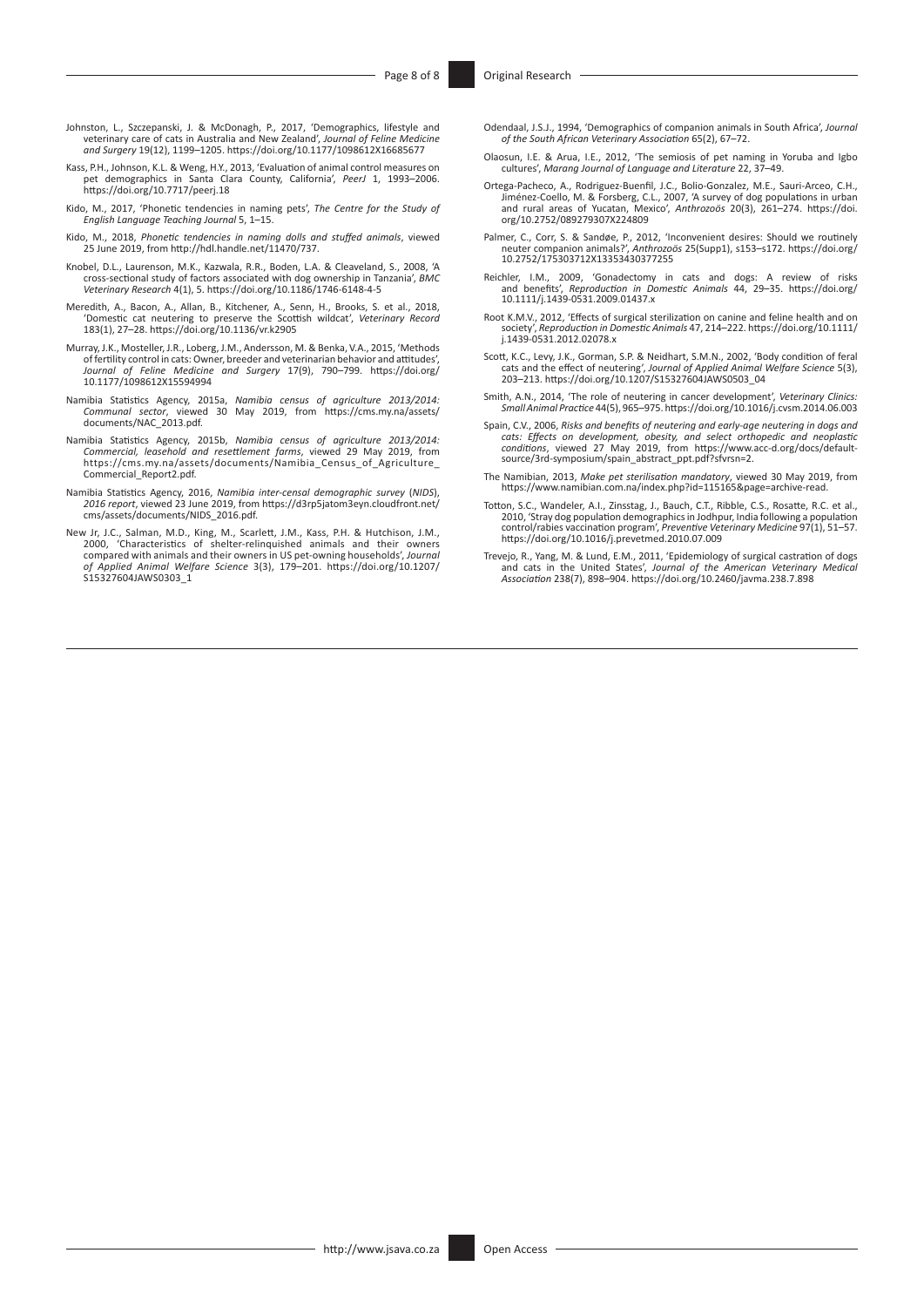Johnston, L., Szczepanski, J. & McDonagh, P., 2017, 'Demographics, lifestyle and veterinary care of cats in Australia and New Zealand', *Journal of Feline Medicine and Surgery* 19(12), 1199–1205. https://doi.org/10.1177/1098612X16685677

Kass, P.H., Johnson, K.L. & Weng, H.Y., 2013, 'Evaluation of animal control measures on pet demographics in Santa Clara County, California', *PeerJ* 1, 1993–2006. https://doi.org/10.7717/peerj.18

Kido, M., 2017, 'Phonetic tendencies in naming pets', *The Centre for the Study of English Language Teaching Journal* 5, 1–15.

Kido, M., 2018, *Phonetic tendencies in naming dolls and stuffed animals*, viewed 25 June 2019, from http://hdl.handle.net/11470/737.

Knobel, D.L., Laurenson, M.K., Kazwala, R.R., Boden, L.A. & Cleaveland, S., 2008, 'A cross-sectional study of factors associated with dog ownership in Tanzania', *BMC Veterinary Research* 4(1), 5. https://doi.org/10.1186/1746-6148-4-5

Meredith, A., Bacon, A., Allan, B., Kitchener, A., Senn, H., Brooks, S. et al., 2018, 'Domestic cat neutering to preserve the Scottish wildcat', *Veterinary Record* 183(1), 27–28. https://doi.org/10.1136/vr.k2905

Murray, J.K., Mosteller, J.R., Loberg, J.M., Andersson, M. & Benka, V.A., 2015, 'Methods of fertility control in cats: Owner, breeder and veterinarian behavior and attitudes', *Journal of Feline Medicine and Surgery* 17(9), 790–799. https://doi.org/10.1177/1098612X15594994

Namibia Statistics Agency, 2015a, *Namibia census of agriculture 2013/2014: Communal sector*, viewed 30 May 2019, from https://cms.my.na/assets/documents/NAC_2013.pdf.

Namibia Statistics Agency, 2015b, *Namibia census of agriculture 2013/2014: Commercial, leasehold and resettlement farms*, viewed 29 May 2019, from https://cms.my.na/assets/documents/Namibia_Census_of_Agriculture_Commercial_Report2.pdf.

Namibia Statistics Agency, 2016, *Namibia inter-censal demographic survey* (*NIDS*), *2016 report*, viewed 23 June 2019, from https://d3rp5jatom3eyn.cloudfront.net/cms/assets/documents/NIDS_2016.pdf.

New Jr, J.C., Salman, M.D., King, M., Scarlett, J.M., Kass, P.H. & Hutchison, J.M., 2000, 'Characteristics of shelter-relinquished animals and their owners compared with animals and their owners in US pet-owning households', *Journal of Applied Animal Welfare Science* 3(3), 179–201. https://doi.org/10.1207/S15327604JAWS0303_1

Odendaal, J.S.J., 1994, 'Demographics of companion animals in South Africa', *Journal of the South African Veterinary Association* 65(2), 67–72.

Olaosun, I.E. & Arua, I.E., 2012, 'The semiosis of pet naming in Yoruba and Igbo cultures', *Marang Journal of Language and Literature* 22, 37–49.

Ortega-Pacheco, A., Rodriguez-Buenfil, J.C., Bolio-Gonzalez, M.E., Sauri-Arceo, C.H., Jiménez-Coello, M. & Forsberg, C.L., 2007, 'A survey of dog populations in urban and rural areas of Yucatan, Mexico', *Anthrozoös* 20(3), 261–274. https://doi.org/10.2752/089279307X224809

Palmer, C., Corr, S. & Sandøe, P., 2012, 'Inconvenient desires: Should we routinely neuter companion animals?', *Anthrozoös* 25(Supp1), s153–s172. https://doi.org/10.2752/175303712X13353430377255

Reichler, I.M., 2009, 'Gonadectomy in cats and dogs: A review of risks and benefits', *Reproduction in Domestic Animals* 44, 29–35. https://doi.org/10.1111/j.1439-0531.2009.01437.x

Root K.M.V., 2012, 'Effects of surgical sterilization on canine and feline health and on society', *Reproduction in Domestic Animals* 47, 214–222. https://doi.org/10.1111/j.1439-0531.2012.02078.x

Scott, K.C., Levy, J.K., Gorman, S.P. & Neidhart, S.M.N., 2002, 'Body condition of feral cats and the effect of neutering', *Journal of Applied Animal Welfare Science* 5(3), 203–213. https://doi.org/10.1207/S15327604JAWS0503_04

Smith, A.N., 2014, 'The role of neutering in cancer development', *Veterinary Clinics: Small Animal Practice* 44(5), 965–975. https://doi.org/10.1016/j.cvsm.2014.06.003

Spain, C.V., 2006, *Risks and benefits of neutering and early-age neutering in dogs and cats: Effects on development, obesity, and select orthopedic and neoplastic conditions*, viewed 27 May 2019, from https://www.acc-d.org/docs/default-source/3rd-symposium/spain_abstract_ppt.pdf?sfvrsn=2.

The Namibian, 2013, *Make pet sterilisation mandatory*, viewed 30 May 2019, from https://www.namibian.com.na/index.php?id=115165&page=archive-read.

Totton, S.C., Wandeler, A.I., Zinsstag, J., Bauch, C.T., Ribble, C.S., Rosatte, R.C. et al., 2010, 'Stray dog population demographics in Jodhpur, India following a population control/rabies vaccination program', *Preventive Veterinary Medicine* 97(1), 51–57. https://doi.org/10.1016/j.prevetmed.2010.07.009

Trevejo, R., Yang, M. & Lund, E.M., 2011, 'Epidemiology of surgical castration of dogs and cats in the United States', *Journal of the American Veterinary Medical Association* 238(7), 898–904. https://doi.org/10.2460/javma.238.7.898